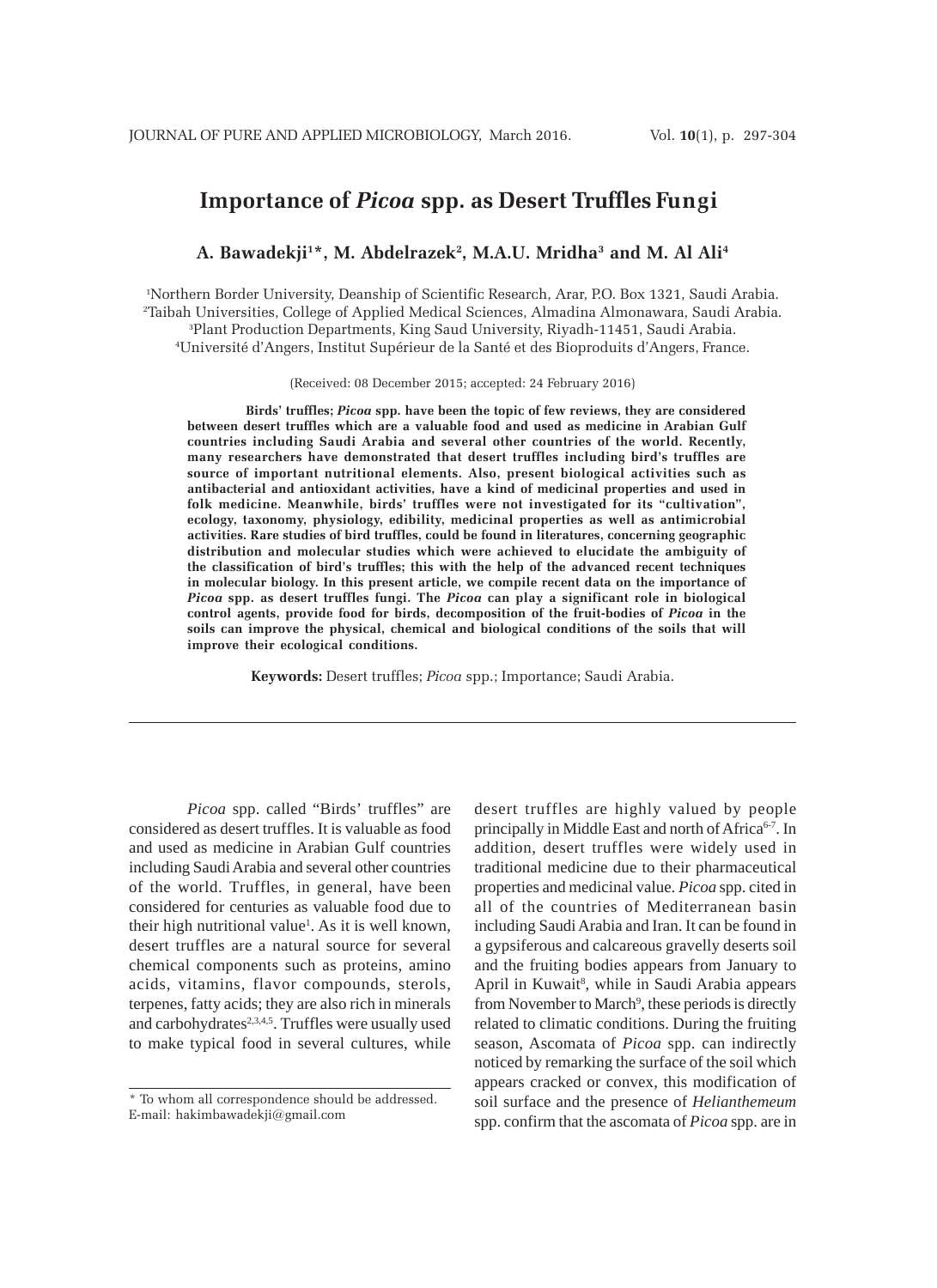# Importance of *Picoa* spp. as Desert Truffles Fungi

**A. Bawadekji[1]*, M. Abdelrazek[2], M.A.U. Mridha[3] and M. Al Ali[4]**

[1]Northern Border University, Deanship of Scientific Research, Arar, P.O. Box 1321, Saudi Arabia.
[2]Taibah Universities, College of Applied Medical Sciences, Almadina Almonawara, Saudi Arabia.
[3]Plant Production Departments, King Saud University, Riyadh-11451, Saudi Arabia.
[4]Université d'Angers, Institut Supérieur de la Santé et des Bioproduits d'Angers, France.

(Received: 08 December 2015; accepted: 24 February 2016)

**Birds' truffles; *Picoa* spp. have been the topic of few reviews, they are considered between desert truffles which are a valuable food and used as medicine in Arabian Gulf countries including Saudi Arabia and several other countries of the world. Recently, many researchers have demonstrated that desert truffles including bird's truffles are source of important nutritional elements. Also, present biological activities such as antibacterial and antioxidant activities, have a kind of medicinal properties and used in folk medicine. Meanwhile, birds' truffles were not investigated for its "cultivation", ecology, taxonomy, physiology, edibility, medicinal properties as well as antimicrobial activities. Rare studies of bird truffles, could be found in literatures, concerning geographic distribution and molecular studies which were achieved to elucidate the ambiguity of the classification of bird's truffles; this with the help of the advanced recent techniques in molecular biology. In this present article, we compile recent data on the importance of *Picoa* spp. as desert truffles fungi. The *Picoa* can play a significant role in biological control agents, provide food for birds, decomposition of the fruit-bodies of *Picoa* in the soils can improve the physical, chemical and biological conditions of the soils that will improve their ecological conditions.**

**Keywords:** Desert truffles; *Picoa* spp.; Importance; Saudi Arabia.

---

*Picoa* spp. called "Birds' truffles" are considered as desert truffles. It is valuable as food and used as medicine in Arabian Gulf countries including Saudi Arabia and several other countries of the world. Truffles, in general, have been considered for centuries as valuable food due to their high nutritional value[1]. As it is well known, desert truffles are a natural source for several chemical components such as proteins, amino acids, vitamins, flavor compounds, sterols, terpenes, fatty acids; they are also rich in minerals and carbohydrates[2,3,4,5]. Truffles were usually used to make typical food in several cultures, while desert truffles are highly valued by people principally in Middle East and north of Africa[6-7]. In addition, desert truffles were widely used in traditional medicine due to their pharmaceutical properties and medicinal value. *Picoa* spp. cited in all of the countries of Mediterranean basin including Saudi Arabia and Iran. It can be found in a gypsiferous and calcareous gravelly deserts soil and the fruiting bodies appears from January to April in Kuwait[8], while in Saudi Arabia appears from November to March[9], these periods is directly related to climatic conditions. During the fruiting season, Ascomata of *Picoa* spp. can indirectly noticed by remarking the surface of the soil which appears cracked or convex, this modification of soil surface and the presence of *Helianthemeum* spp. confirm that the ascomata of *Picoa* spp. are in

* To whom all correspondence should be addressed.
E-mail: hakimbawadekji@gmail.com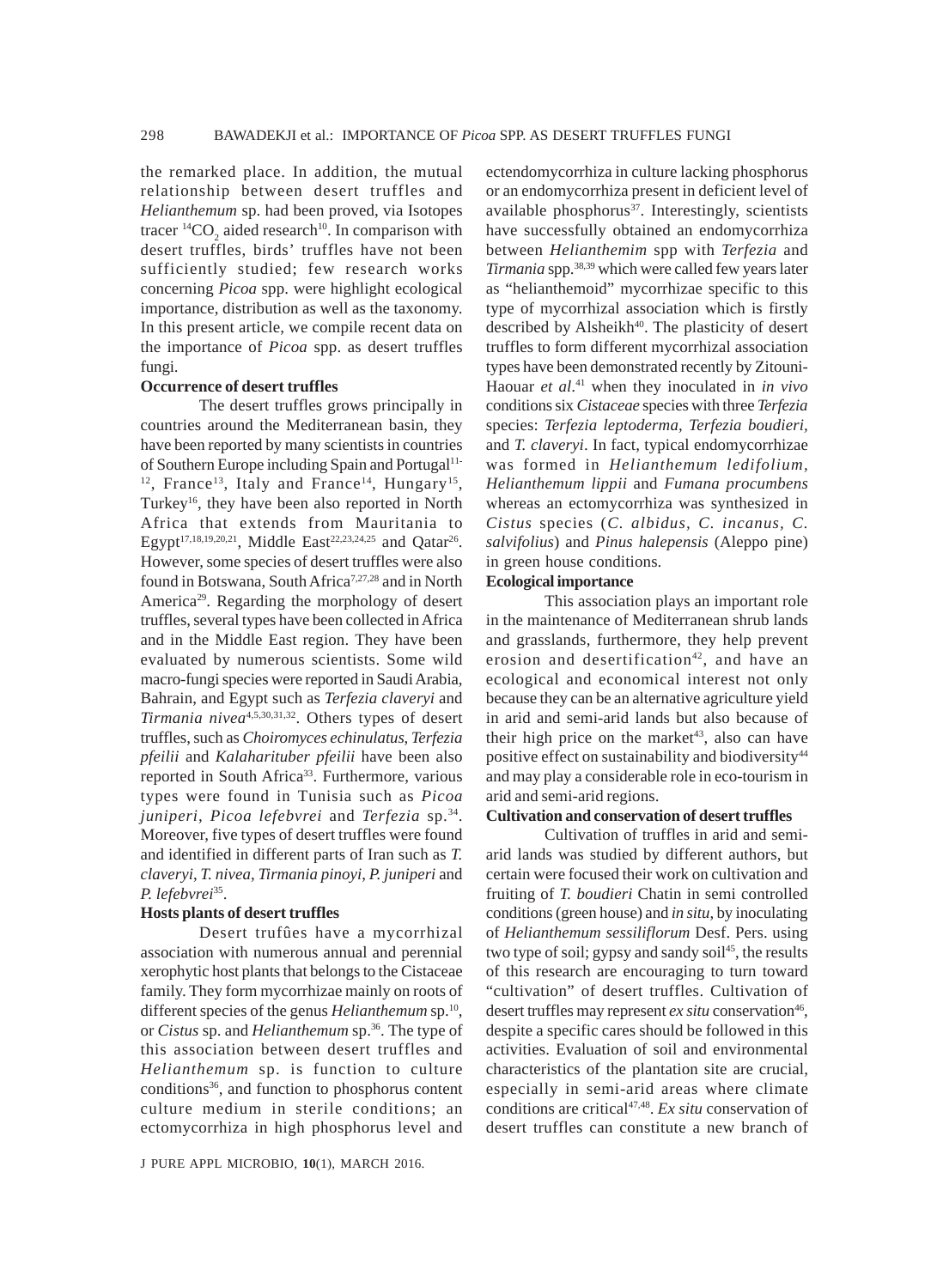the remarked place. In addition, the mutual relationship between desert truffles and *Helianthemum* sp. had been proved, via Isotopes tracer $^{14}CO_2$ aided research[10]. In comparison with desert truffles, birds' truffles have not been sufficiently studied; few research works concerning *Picoa* spp. were highlight ecological importance, distribution as well as the taxonomy. In this present article, we compile recent data on the importance of *Picoa* spp. as desert truffles fungi.

**Occurrence of desert truffles**

The desert truffles grows principally in countries around the Mediterranean basin, they have been reported by many scientists in countries of Southern Europe including Spain and Portugal[11-12], France[13], Italy and France[14], Hungary[15], Turkey[16], they have been also reported in North Africa that extends from Mauritania to Egypt[17,18,19,20,21], Middle East[22,23,24,25] and Qatar[26]. However, some species of desert truffles were also found in Botswana, South Africa[7,27,28] and in North America[29]. Regarding the morphology of desert truffles, several types have been collected in Africa and in the Middle East region. They have been evaluated by numerous scientists. Some wild macro-fungi species were reported in Saudi Arabia, Bahrain, and Egypt such as *Terfezia claveryi* and *Tirmania nivea*[4,5,30,31,32]. Others types of desert truffles, such as *Choiromyces echinulatus*, *Terfezia pfeilii* and *Kalaharituber pfeilii* have been also reported in South Africa[33]. Furthermore, various types were found in Tunisia such as *Picoa juniperi*, *Picoa lefebvrei* and *Terfezia* sp.[34]. Moreover, five types of desert truffles were found and identified in different parts of Iran such as *T. claveryi*, *T. nivea*, *Tirmania pinoyi*, *P. juniperi* and *P. lefebvrei*[35].

**Hosts plants of desert truffles**

Desert trufûes have a mycorrhizal association with numerous annual and perennial xerophytic host plants that belongs to the Cistaceae family. They form mycorrhizae mainly on roots of different species of the genus *Helianthemum* sp.[10], or *Cistus* sp. and *Helianthemum* sp.[36]. The type of this association between desert truffles and *Helianthemum* sp. is function to culture conditions[36], and function to phosphorus content culture medium in sterile conditions; an ectomycorrhiza in high phosphorus level and ectendomycorrhiza in culture lacking phosphorus or an endomycorrhiza present in deficient level of available phosphorus[37]. Interestingly, scientists have successfully obtained an endomycorrhiza between *Helianthemim* spp with *Terfezia* and *Tirmania* spp.[38,39] which were called few years later as "helianthemoid" mycorrhizae specific to this type of mycorrhizal association which is firstly described by Alsheikh[40]. The plasticity of desert truffles to form different mycorrhizal association types have been demonstrated recently by Zitouni-Haouar *et al*.[41] when they inoculated in *in vivo* conditions six *Cistaceae* species with three *Terfezia* species: *Terfezia leptoderma, Terfezia boudieri,* and *T. claveryi*. In fact, typical endomycorrhizae was formed in *Helianthemum ledifolium, Helianthemum lippii* and *Fumana procumbens* whereas an ectomycorrhiza was synthesized in *Cistus* species (*C. albidus, C. incanus, C. salvifolius*) and *Pinus halepensis* (Aleppo pine) in green house conditions.

**Ecological importance**

This association plays an important role in the maintenance of Mediterranean shrub lands and grasslands, furthermore, they help prevent erosion and desertification[42], and have an ecological and economical interest not only because they can be an alternative agriculture yield in arid and semi-arid lands but also because of their high price on the market[43], also can have positive effect on sustainability and biodiversity[44] and may play a considerable role in eco-tourism in arid and semi-arid regions.

**Cultivation and conservation of desert truffles**

Cultivation of truffles in arid and semi-arid lands was studied by different authors, but certain were focused their work on cultivation and fruiting of *T. boudieri* Chatin in semi controlled conditions (green house) and *in situ,* by inoculating of *Helianthemum sessiliflorum* Desf. Pers. using two type of soil; gypsy and sandy soil[45], the results of this research are encouraging to turn toward "cultivation" of desert truffles. Cultivation of desert truffles may represent *ex situ* conservation[46], despite a specific cares should be followed in this activities. Evaluation of soil and environmental characteristics of the plantation site are crucial, especially in semi-arid areas where climate conditions are critical[47,48]. *Ex situ* conservation of desert truffles can constitute a new branch of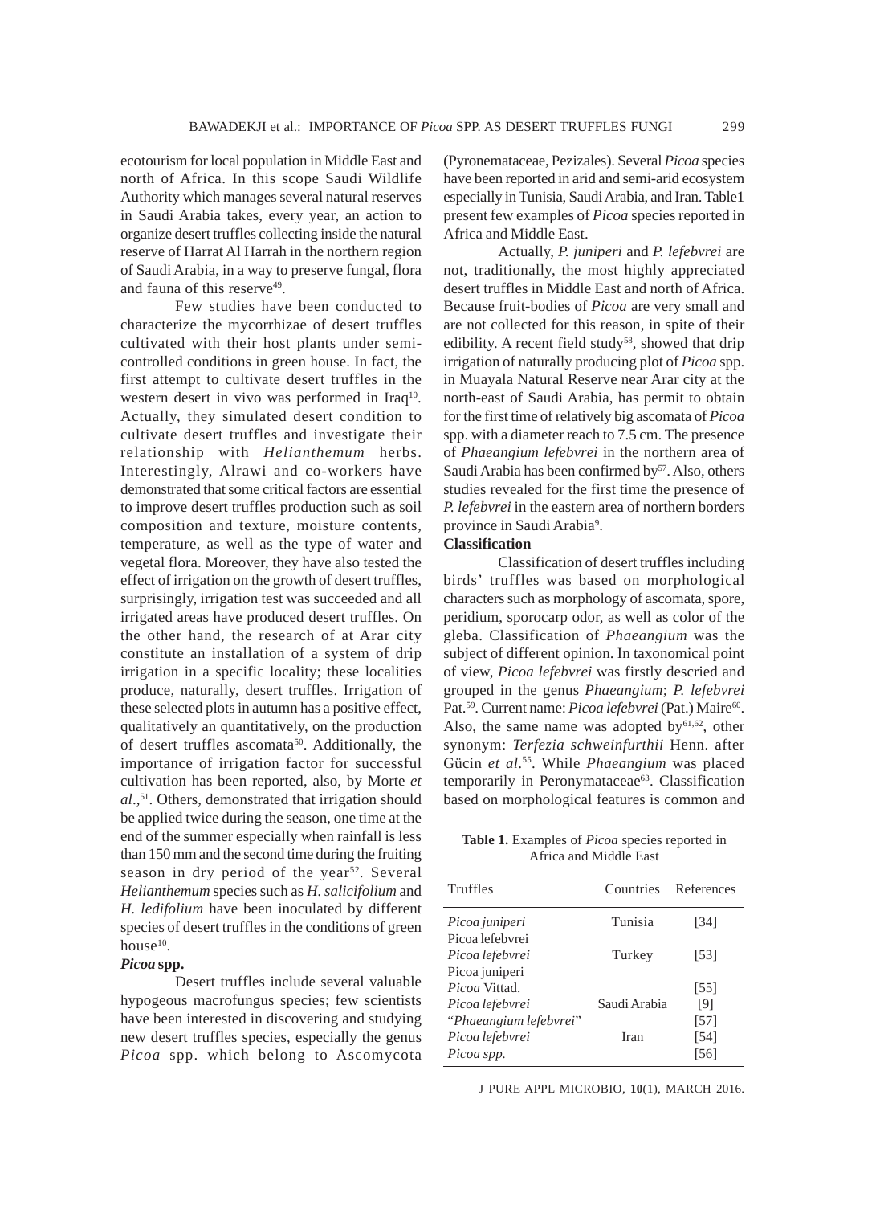ecotourism for local population in Middle East and north of Africa. In this scope Saudi Wildlife Authority which manages several natural reserves in Saudi Arabia takes, every year, an action to organize desert truffles collecting inside the natural reserve of Harrat Al Harrah in the northern region of Saudi Arabia, in a way to preserve fungal, flora and fauna of this reserve[49].

Few studies have been conducted to characterize the mycorrhizae of desert truffles cultivated with their host plants under semi-controlled conditions in green house. In fact, the first attempt to cultivate desert truffles in the western desert in vivo was performed in Iraq[10]. Actually, they simulated desert condition to cultivate desert truffles and investigate their relationship with *Helianthemum* herbs. Interestingly, Alrawi and co-workers have demonstrated that some critical factors are essential to improve desert truffles production such as soil composition and texture, moisture contents, temperature, as well as the type of water and vegetal flora. Moreover, they have also tested the effect of irrigation on the growth of desert truffles, surprisingly, irrigation test was succeeded and all irrigated areas have produced desert truffles. On the other hand, the research of at Arar city constitute an installation of a system of drip irrigation in a specific locality; these localities produce, naturally, desert truffles. Irrigation of these selected plots in autumn has a positive effect, qualitatively an quantitatively, on the production of desert truffles ascomata[50]. Additionally, the importance of irrigation factor for successful cultivation has been reported, also, by Morte *et al*.,[51]. Others, demonstrated that irrigation should be applied twice during the season, one time at the end of the summer especially when rainfall is less than 150 mm and the second time during the fruiting season in dry period of the year[52]. Several *Helianthemum* species such as *H. salicifolium* and *H. ledifolium* have been inoculated by different species of desert truffles in the conditions of green house[10].

### *Picoa* spp.

Desert truffles include several valuable hypogeous macrofungus species; few scientists have been interested in discovering and studying new desert truffles species, especially the genus *Picoa* spp. which belong to Ascomycota (Pyronemataceae, Pezizales). Several *Picoa* species have been reported in arid and semi-arid ecosystem especially in Tunisia, Saudi Arabia, and Iran. Table1 present few examples of *Picoa* species reported in Africa and Middle East.

Actually, *P. juniperi* and *P. lefebvrei* are not, traditionally, the most highly appreciated desert truffles in Middle East and north of Africa. Because fruit-bodies of *Picoa* are very small and are not collected for this reason, in spite of their edibility. A recent field study[58], showed that drip irrigation of naturally producing plot of *Picoa* spp. in Muayala Natural Reserve near Arar city at the north-east of Saudi Arabia, has permit to obtain for the first time of relatively big ascomata of *Picoa* spp. with a diameter reach to 7.5 cm. The presence of *Phaeangium lefebvrei* in the northern area of Saudi Arabia has been confirmed by[57]. Also, others studies revealed for the first time the presence of *P. lefebvrei* in the eastern area of northern borders province in Saudi Arabia[9].

### Classification

Classification of desert truffles including birds' truffles was based on morphological characters such as morphology of ascomata, spore, peridium, sporocarp odor, as well as color of the gleba. Classification of *Phaeangium* was the subject of different opinion. In taxonomical point of view, *Picoa lefebvrei* was firstly descried and grouped in the genus *Phaeangium*; *P. lefebvrei* Pat.[59]. Current name: *Picoa lefebvrei* (Pat.) Maire[60]. Also, the same name was adopted by[61,62], other synonym: *Terfezia schweinfurthii* Henn. after Gücin *et al*.[55]. While *Phaeangium* was placed temporarily in Peronymataceae[63]. Classification based on morphological features is common and

**Table 1.** Examples of *Picoa* species reported in Africa and Middle East

| Truffles | Countries | References |
|---|---|---|
| *Picoa juniperi* Picoa lefebvrei | Tunisia | [34] |
| *Picoa lefebvrei* Picoa juniperi | Turkey | [53] |
| *Picoa* Vittad. | | [55] |
| *Picoa lefebvrei* | Saudi Arabia | [9] |
| "*Phaeangium lefebvrei*" | | [57] |
| *Picoa lefebvrei* | Iran | [54] |
| *Picoa spp.* | | [56] |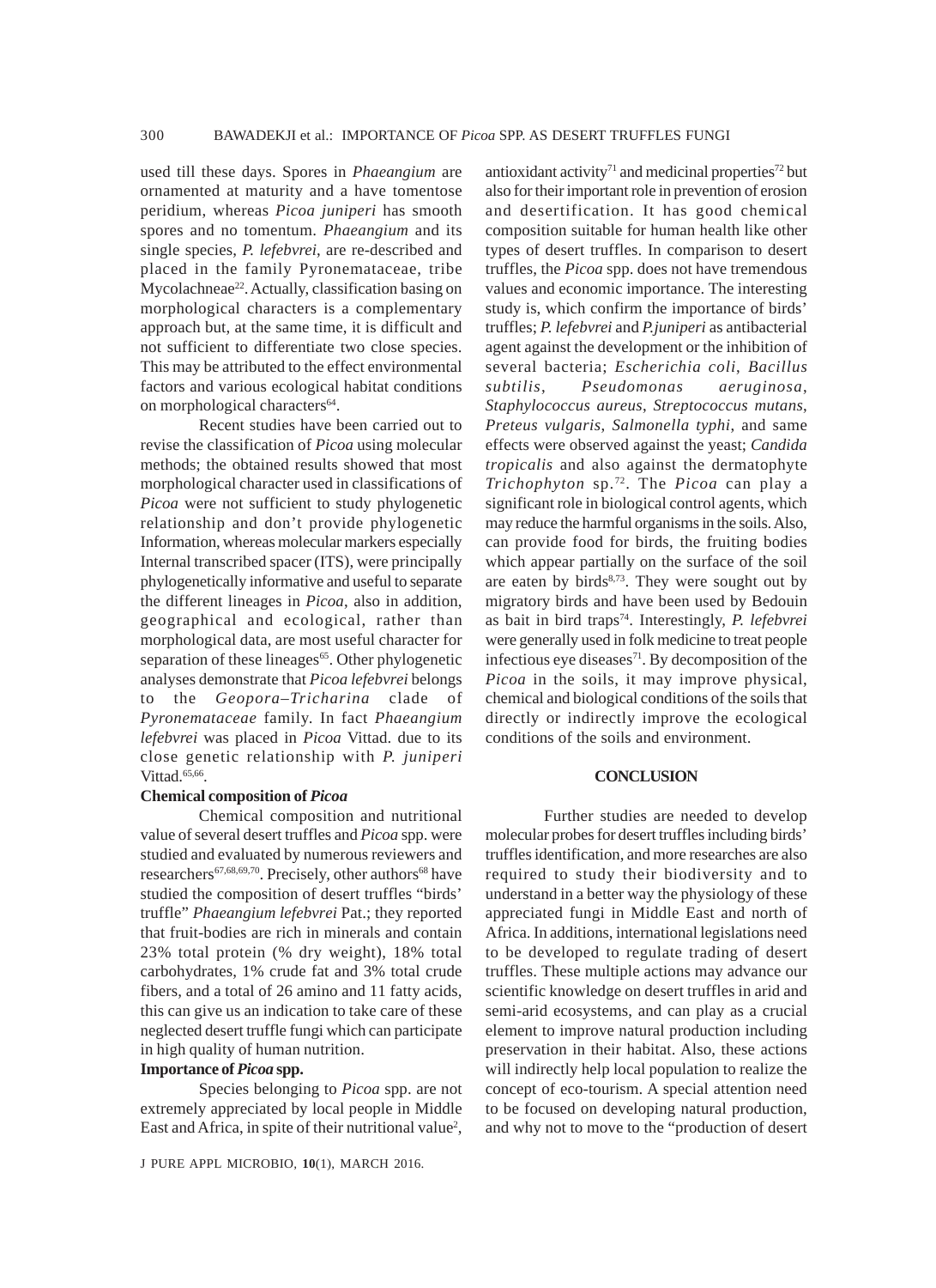used till these days. Spores in *Phaeangium* are ornamented at maturity and a have tomentose peridium, whereas *Picoa juniperi* has smooth spores and no tomentum. *Phaeangium* and its single species, *P. lefebvrei*, are re-described and placed in the family Pyronemataceae, tribe Mycolachneae[22]. Actually, classification basing on morphological characters is a complementary approach but, at the same time, it is difficult and not sufficient to differentiate two close species. This may be attributed to the effect environmental factors and various ecological habitat conditions on morphological characters[64].

Recent studies have been carried out to revise the classification of *Picoa* using molecular methods; the obtained results showed that most morphological character used in classifications of *Picoa* were not sufficient to study phylogenetic relationship and don't provide phylogenetic Information, whereas molecular markers especially Internal transcribed spacer (ITS), were principally phylogenetically informative and useful to separate the different lineages in *Picoa*, also in addition, geographical and ecological, rather than morphological data, are most useful character for separation of these lineages[65]. Other phylogenetic analyses demonstrate that *Picoa lefebvrei* belongs to the *Geopora–Tricharina* clade of *Pyronemataceae* family. In fact *Phaeangium lefebvrei* was placed in *Picoa* Vittad. due to its close genetic relationship with *P. juniperi* Vittad.[65,66].

**Chemical composition of *Picoa***

Chemical composition and nutritional value of several desert truffles and *Picoa* spp. were studied and evaluated by numerous reviewers and researchers[67,68,69,70]. Precisely, other authors[68] have studied the composition of desert truffles "birds' truffle" *Phaeangium lefebvrei* Pat.; they reported that fruit-bodies are rich in minerals and contain 23% total protein (% dry weight), 18% total carbohydrates, 1% crude fat and 3% total crude fibers, and a total of 26 amino and 11 fatty acids, this can give us an indication to take care of these neglected desert truffle fungi which can participate in high quality of human nutrition.

**Importance of *Picoa* spp.**

Species belonging to *Picoa* spp. are not extremely appreciated by local people in Middle East and Africa, in spite of their nutritional value[2], antioxidant activity[71] and medicinal properties[72] but also for their important role in prevention of erosion and desertification. It has good chemical composition suitable for human health like other types of desert truffles. In comparison to desert truffles, the *Picoa* spp. does not have tremendous values and economic importance. The interesting study is, which confirm the importance of birds' truffles; *P. lefebvrei* and *P.juniperi* as antibacterial agent against the development or the inhibition of several bacteria; *Escherichia coli*, *Bacillus subtilis*, *Pseudomonas aeruginosa*, *Staphylococcus aureus*, *Streptococcus mutans*, *Preteus vulgaris*, *Salmonella typhi*, and same effects were observed against the yeast; *Candida tropicalis* and also against the dermatophyte *Trichophyton* sp.[72]. The *Picoa* can play a significant role in biological control agents, which may reduce the harmful organisms in the soils. Also, can provide food for birds, the fruiting bodies which appear partially on the surface of the soil are eaten by birds[8,73]. They were sought out by migratory birds and have been used by Bedouin as bait in bird traps[74]. Interestingly, *P. lefebvrei* were generally used in folk medicine to treat people infectious eye diseases[71]. By decomposition of the *Picoa* in the soils, it may improve physical, chemical and biological conditions of the soils that directly or indirectly improve the ecological conditions of the soils and environment.

## CONCLUSION

Further studies are needed to develop molecular probes for desert truffles including birds' truffles identification, and more researches are also required to study their biodiversity and to understand in a better way the physiology of these appreciated fungi in Middle East and north of Africa. In additions, international legislations need to be developed to regulate trading of desert truffles. These multiple actions may advance our scientific knowledge on desert truffles in arid and semi-arid ecosystems, and can play as a crucial element to improve natural production including preservation in their habitat. Also, these actions will indirectly help local population to realize the concept of eco-tourism. A special attention need to be focused on developing natural production, and why not to move to the "production of desert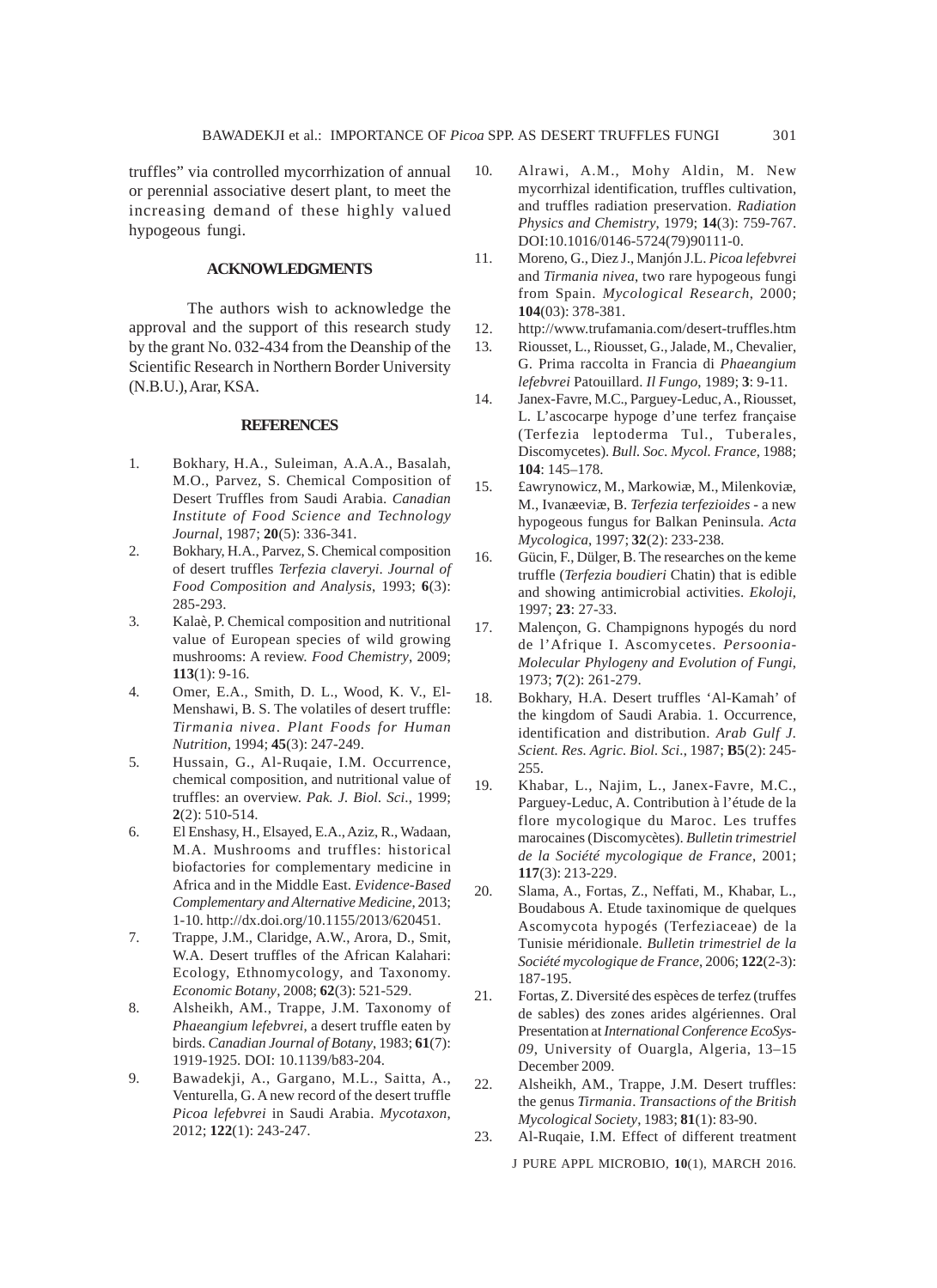truffles" via controlled mycorrhization of annual or perennial associative desert plant, to meet the increasing demand of these highly valued hypogeous fungi.

## ACKNOWLEDGMENTS

The authors wish to acknowledge the approval and the support of this research study by the grant No. 032-434 from the Deanship of the Scientific Research in Northern Border University (N.B.U.), Arar, KSA.

## REFERENCES

1. Bokhary, H.A., Suleiman, A.A.A., Basalah, M.O., Parvez, S. Chemical Composition of Desert Truffles from Saudi Arabia. *Canadian Institute of Food Science and Technology Journal*, 1987; **20**(5): 336-341.
2. Bokhary, H.A., Parvez, S. Chemical composition of desert truffles *Terfezia claveryi*. *Journal of Food Composition and Analysis*, 1993; **6**(3): 285-293.
3. Kalaè, P. Chemical composition and nutritional value of European species of wild growing mushrooms: A review. *Food Chemistry*, 2009; **113**(1): 9-16.
4. Omer, E.A., Smith, D. L., Wood, K. V., El-Menshawi, B. S. The volatiles of desert truffle: *Tirmania nivea*. *Plant Foods for Human Nutrition*, 1994; **45**(3): 247-249.
5. Hussain, G., Al-Ruqaie, I.M. Occurrence, chemical composition, and nutritional value of truffles: an overview. *Pak. J. Biol. Sci.*, 1999; **2**(2): 510-514.
6. El Enshasy, H., Elsayed, E.A., Aziz, R., Wadaan, M.A. Mushrooms and truffles: historical biofactories for complementary medicine in Africa and in the Middle East. *Evidence-Based Complementary and Alternative Medicine*, 2013; 1-10. http://dx.doi.org/10.1155/2013/620451.
7. Trappe, J.M., Claridge, A.W., Arora, D., Smit, W.A. Desert truffles of the African Kalahari: Ecology, Ethnomycology, and Taxonomy. *Economic Botany*, 2008; **62**(3): 521-529.
8. Alsheikh, AM., Trappe, J.M. Taxonomy of *Phaeangium lefebvrei*, a desert truffle eaten by birds. *Canadian Journal of Botany*, 1983; **61**(7): 1919-1925. DOI: 10.1139/b83-204.
9. Bawadekji, A., Gargano, M.L., Saitta, A., Venturella, G. A new record of the desert truffle *Picoa lefebvrei* in Saudi Arabia. *Mycotaxon*, 2012; **122**(1): 243-247.
10. Alrawi, A.M., Mohy Aldin, M. New mycorrhizal identification, truffles cultivation, and truffles radiation preservation. *Radiation Physics and Chemistry*, 1979; **14**(3): 759-767. DOI:10.1016/0146-5724(79)90111-0.
11. Moreno, G., Diez J., Manjón J.L. *Picoa lefebvrei* and *Tirmania nivea*, two rare hypogeous fungi from Spain. *Mycological Research*, 2000; **104**(03): 378-381.
12. http://www.trufamania.com/desert-truffles.htm
13. Riousset, L., Riousset, G., Jalade, M., Chevalier, G. Prima raccolta in Francia di *Phaeangium lefebvrei* Patouillard. *Il Fungo*, 1989; **3**: 9-11.
14. Janex-Favre, M.C., Parguey-Leduc, A., Riousset, L. L'ascocarpe hypoge d'une terfez française (Terfezia leptoderma Tul., Tuberales, Discomycetes). *Bull. Soc. Mycol. France*, 1988; **104**: 145–178.
15. £awrynowicz, M., Markowiæ, M., Milenkoviæ, M., Ivanæeviæ, B. *Terfezia terfezioides* - a new hypogeous fungus for Balkan Peninsula. *Acta Mycologica*, 1997; **32**(2): 233-238.
16. Gücin, F., Dülger, B. The researches on the keme truffle (*Terfezia boudieri* Chatin) that is edible and showing antimicrobial activities. *Ekoloji*, 1997; **23**: 27-33.
17. Malençon, G. Champignons hypogés du nord de l'Afrique I. Ascomycetes. *Persoonia-Molecular Phylogeny and Evolution of Fungi*, 1973; **7**(2): 261-279.
18. Bokhary, H.A. Desert truffles 'Al-Kamah' of the kingdom of Saudi Arabia. 1. Occurrence, identification and distribution. *Arab Gulf J. Scient. Res. Agric. Biol. Sci.*, 1987; **B5**(2): 245-255.
19. Khabar, L., Najim, L., Janex-Favre, M.C., Parguey-Leduc, A. Contribution à l'étude de la flore mycologique du Maroc. Les truffes marocaines (Discomycètes). *Bulletin trimestriel de la Société mycologique de France*, 2001; **117**(3): 213-229.
20. Slama, A., Fortas, Z., Neffati, M., Khabar, L., Boudabous A. Etude taxinomique de quelques Ascomycota hypogés (Terfeziaceae) de la Tunisie méridionale. *Bulletin trimestriel de la Société mycologique de France*, 2006; **122**(2-3): 187-195.
21. Fortas, Z. Diversité des espèces de terfez (truffes de sables) des zones arides algériennes. Oral Presentation at *International Conference EcoSys-09*, University of Ouargla, Algeria, 13–15 December 2009.
22. Alsheikh, AM., Trappe, J.M. Desert truffles: the genus *Tirmania*. *Transactions of the British Mycological Society*, 1983; **81**(1): 83-90.
23. Al-Ruqaie, I.M. Effect of different treatment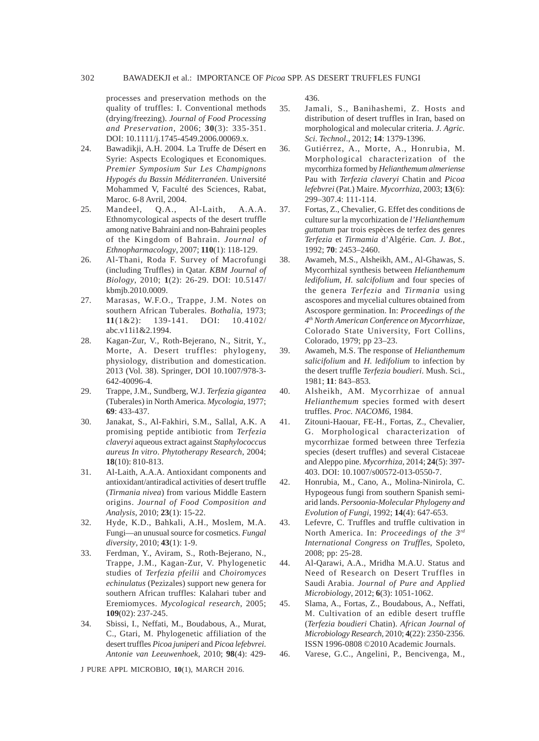processes and preservation methods on the quality of truffles: I. Conventional methods (drying/freezing). *Journal of Food Processing and Preservation*, 2006; **30**(3): 335-351. DOI: 10.1111/j.1745-4549.2006.00069.x.

24. Bawadikji, A.H. 2004. La Truffe de Désert en Syrie: Aspects Ecologiques et Economiques. *Premier Symposium Sur Les Champignons Hypogés du Bassin Méditerranéen*. Université Mohammed V, Faculté des Sciences, Rabat, Maroc. 6-8 Avril, 2004.
25. Mandeel, Q.A., Al-Laith, A.A.A. Ethnomycological aspects of the desert truffle among native Bahraini and non-Bahraini peoples of the Kingdom of Bahrain. *Journal of Ethnopharmacology*, 2007; **110**(1): 118-129.
26. Al-Thani, Roda F. Survey of Macrofungi (including Truffles) in Qatar. *KBM Journal of Biology*, 2010; **1**(2): 26-29. DOI: 10.5147/kbmjb.2010.0009.
27. Marasas, W.F.O., Trappe, J.M. Notes on southern African Tuberales. *Bothali*a, 1973; **11**(1&2): 139-141. DOI: 10.4102/abc.v11i1&2.1994.
28. Kagan-Zur, V., Roth-Bejerano, N., Sitrit, Y., Morte, A. Desert truffles: phylogeny, physiology, distribution and domestication. 2013 (Vol. 38). Springer, DOI 10.1007/978-3-642-40096-4.
29. Trappe, J.M., Sundberg, W.J. *Terfezia gigantea* (Tuberales) in North America. *Mycologia*, 1977; **69**: 433-437.
30. Janakat, S., Al-Fakhiri, S.M., Sallal, A.K. A promising peptide antibiotic from *Terfezia claveryi* aqueous extract against *Staphylococcus aureus In vitro*. *Phytotherapy Research*, 2004; **18**(10): 810-813.
31. Al-Laith, A.A.A. Antioxidant components and antioxidant/antiradical activities of desert truffle (*Tirmania nivea*) from various Middle Eastern origins. *Journal of Food Composition and Analysis*, 2010; **23**(1): 15-22.
32. Hyde, K.D., Bahkali, A.H., Moslem, M.A. Fungi—an unusual source for cosmetics. *Fungal diversity*, 2010; **43**(1): 1-9.
33. Ferdman, Y., Aviram, S., Roth-Bejerano, N., Trappe, J.M., Kagan-Zur, V. Phylogenetic studies of *Terfezia pfeilii* and *Choiromyces echinulatus* (Pezizales) support new genera for southern African truffles: Kalahari tuber and Eremiomyces. *Mycological research*, 2005; **109**(02): 237-245.
34. Sbissi, I., Neffati, M., Boudabous, A., Murat, C., Gtari, M. Phylogenetic affiliation of the desert truffles *Picoa juniperi* and *Picoa lefebvrei*. *Antonie van Leeuwenhoek*, 2010; **98**(4): 429-436.
35. Jamali, S., Banihashemi, Z. Hosts and distribution of desert truffles in Iran, based on morphological and molecular criteria. *J. Agric. Sci. Technol*., 2012; **14**: 1379-1396.
36. Gutiérrez, A., Morte, A., Honrubia, M. Morphological characterization of the mycorrhiza formed by *Helianthemum almeriense* Pau with *Terfezia claveryi* Chatin and *Picoa lefebvrei* (Pat.) Maire. *Mycorrhiza*, 2003; **13**(6): 299–307.4: 111-114.
37. Fortas, Z., Chevalier, G. Effet des conditions de culture sur la mycorhization de *l'Helianthemum guttatum* par trois espèces de terfez des genres *Terfezia* et *Tirmania* d'Algérie. *Can. J. Bot.*, 1992; **70**: 2453–2460.
38. Awameh, M.S., Alsheikh, AM., Al-Ghawas, S. Mycorrhizal synthesis between *Helianthemum ledifolium*, *H. salcifolium* and four species of the genera *Terfezia* and *Tirmania* using ascospores and mycelial cultures obtained from Ascospore germination. In: *Proceedings of the 4th North American Conference on Mycorrhizae*, Colorado State University, Fort Collins, Colorado, 1979; pp 23–23.
39. Awameh, M.S. The response of *Helianthemum salicifolium* and *H. ledifolium* to infection by the desert truffle *Terfezia boudieri*. Mush. Sci., 1981; **11**: 843–853.
40. Alsheikh, AM. Mycorrhizae of annual *Helianthemum* species formed with desert truffles. *Proc. NACOM6*, 1984.
41. Zitouni-Haouar, FE-H., Fortas, Z., Chevalier, G. Morphological characterization of mycorrhizae formed between three Terfezia species (desert truffles) and several Cistaceae and Aleppo pine. *Mycorrhiza*, 2014; **24**(5): 397-403. DOI: 10.1007/s00572-013-0550-7.
42. Honrubia, M., Cano, A., Molina-Ninirola, C. Hypogeous fungi from southern Spanish semi-arid lands. *Persoonia-Molecular Phylogeny and Evolution of Fungi*, 1992; **14**(4): 647-653.
43. Lefevre, C. Truffles and truffle cultivation in North America. In: *Proceedings of the 3rd International Congress on Truffles*, Spoleto, 2008; pp: 25-28.
44. Al-Qarawi, A.A., Mridha M.A.U. Status and Need of Research on Desert Truffles in Saudi Arabia. *Journal of Pure and Applied Microbiology*, 2012; **6**(3): 1051-1062.
45. Slama, A., Fortas, Z., Boudabous, A., Neffati, M. Cultivation of an edible desert truffle (*Terfezia boudieri* Chatin). *African Journal of Microbiology Research*, 2010; **4**(22): 2350-2356. ISSN 1996-0808 ©2010 Academic Journals.
46. Varese, G.C., Angelini, P., Bencivenga, M.,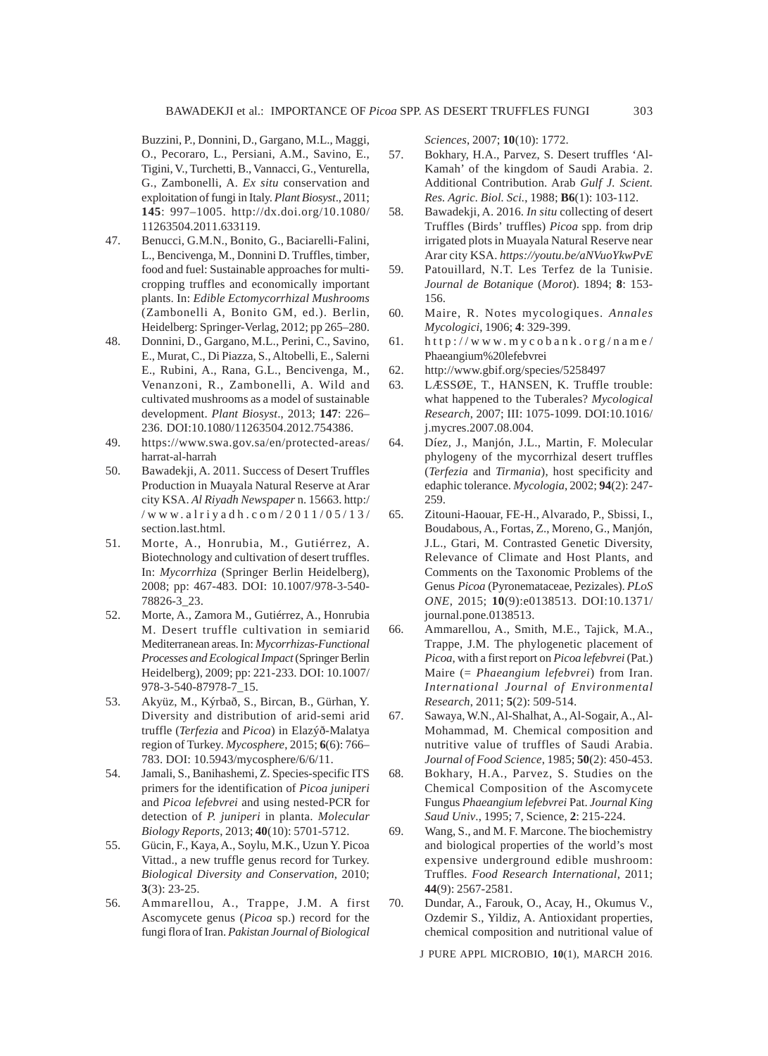Buzzini, P., Donnini, D., Gargano, M.L., Maggi, O., Pecoraro, L., Persiani, A.M., Savino, E., Tigini, V., Turchetti, B., Vannacci, G., Venturella, G., Zambonelli, A. *Ex situ* conservation and exploitation of fungi in Italy. *Plant Biosyst*., 2011; **145**: 997–1005. http://dx.doi.org/10.1080/11263504.2011.633119.

47. Benucci, G.M.N., Bonito, G., Baciarelli-Falini, L., Bencivenga, M., Donnini D. Truffles, timber, food and fuel: Sustainable approaches for multi-cropping truffles and economically important plants. In: *Edible Ectomycorrhizal Mushrooms* (Zambonelli A, Bonito GM, ed.). Berlin, Heidelberg: Springer-Verlag, 2012; pp 265–280.
48. Donnini, D., Gargano, M.L., Perini, C., Savino, E., Murat, C., Di Piazza, S., Altobelli, E., Salerni E., Rubini, A., Rana, G.L., Bencivenga, M., Venanzoni, R., Zambonelli, A. Wild and cultivated mushrooms as a model of sustainable development. *Plant Biosyst*., 2013; **147**: 226–236. DOI:10.1080/11263504.2012.754386.
49. https://www.swa.gov.sa/en/protected-areas/harrat-al-harrah
50. Bawadekji, A. 2011. Success of Desert Truffles Production in Muayala Natural Reserve at Arar city KSA. *Al Riyadh Newspaper* n. 15663. http://www.alriyadh.com/2011/05/13/section.last.html.
51. Morte, A., Honrubia, M., Gutiérrez, A. Biotechnology and cultivation of desert truffles. In: *Mycorrhiza* (Springer Berlin Heidelberg), 2008; pp: 467-483. DOI: 10.1007/978-3-540-78826-3_23.
52. Morte, A., Zamora M., Gutiérrez, A., Honrubia M. Desert truffle cultivation in semiarid Mediterranean areas. In: *Mycorrhizas-Functional Processes and Ecological Impact* (Springer Berlin Heidelberg), 2009; pp: 221-233. DOI: 10.1007/978-3-540-87978-7_15.
53. Akyüz, M., Kýrbað, S., Bircan, B., Gürhan, Y. Diversity and distribution of arid-semi arid truffle (*Terfezia* and *Picoa*) in Elazýð-Malatya region of Turkey. *Mycosphere*, 2015; **6**(6): 766–783. DOI: 10.5943/mycosphere/6/6/11.
54. Jamali, S., Banihashemi, Z. Species-specific ITS primers for the identification of *Picoa juniperi* and *Picoa lefebvrei* and using nested-PCR for detection of *P. juniperi* in planta. *Molecular Biology Reports*, 2013; **40**(10): 5701-5712.
55. Gücin, F., Kaya, A., Soylu, M.K., Uzun Y. Picoa Vittad., a new truffle genus record for Turkey. *Biological Diversity and Conservation*, 2010; **3**(3): 23-25.
56. Ammarellou, A., Trappe, J.M. A first Ascomycete genus (*Picoa* sp.) record for the fungi flora of Iran. *Pakistan Journal of Biological Sciences*, 2007; **10**(10): 1772.
57. Bokhary, H.A., Parvez, S. Desert truffles 'Al-Kamah' of the kingdom of Saudi Arabia. 2. Additional Contribution. Arab *Gulf J. Scient. Res. Agric. Biol. Sci.*, 1988; **B6**(1): 103-112.
58. Bawadekji, A. 2016. *In situ* collecting of desert Truffles (Birds' truffles) *Picoa* spp. from drip irrigated plots in Muayala Natural Reserve near Arar city KSA. *https://youtu.be/aNVuoYkwPvE*
59. Patouillard, N.T. Les Terfez de la Tunisie. *Journal de Botanique* (*Morot*). 1894; **8**: 153-156.
60. Maire, R. Notes mycologiques. *Annales Mycologici*, 1906; **4**: 329-399.
61. http://www.mycobank.org/name/Phaeangium%20lefebvrei
62. http://www.gbif.org/species/5258497
63. LÆSSØE, T., HANSEN, K. Truffle trouble: what happened to the Tuberales? *Mycological Research*, 2007; III: 1075-1099. DOI:10.1016/j.mycres.2007.08.004.
64. Díez, J., Manjón, J.L., Martin, F. Molecular phylogeny of the mycorrhizal desert truffles (*Terfezia* and *Tirmania*), host specificity and edaphic tolerance. *Mycologia*, 2002; **94**(2): 247-259.
65. Zitouni-Haouar, FE-H., Alvarado, P., Sbissi, I., Boudabous, A., Fortas, Z., Moreno, G., Manjón, J.L., Gtari, M. Contrasted Genetic Diversity, Relevance of Climate and Host Plants, and Comments on the Taxonomic Problems of the Genus *Picoa* (Pyronemataceae, Pezizales). *PLoS ONE*, 2015; **10**(9):e0138513. DOI:10.1371/journal.pone.0138513.
66. Ammarellou, A., Smith, M.E., Tajick, M.A., Trappe, J.M. The phylogenetic placement of *Picoa*, with a first report on *Picoa lefebvrei* (Pat.) Maire (= *Phaeangium lefebvrei*) from Iran. *International Journal of Environmental Research*, 2011; **5**(2): 509-514.
67. Sawaya, W.N., Al-Shalhat, A., Al-Sogair, A., Al-Mohammad, M. Chemical composition and nutritive value of truffles of Saudi Arabia. *Journal of Food Science*, 1985; **50**(2): 450-453.
68. Bokhary, H.A., Parvez, S. Studies on the Chemical Composition of the Ascomycete Fungus *Phaeangium lefebvrei* Pat. *Journal King Saud Univ*., 1995; 7, Science, **2**: 215-224.
69. Wang, S., and M. F. Marcone. The biochemistry and biological properties of the world's most expensive underground edible mushroom: Truffles. *Food Research International*, 2011; **44**(9): 2567-2581.
70. Dundar, A., Farouk, O., Acay, H., Okumus V., Ozdemir S., Yildiz, A. Antioxidant properties, chemical composition and nutritional value of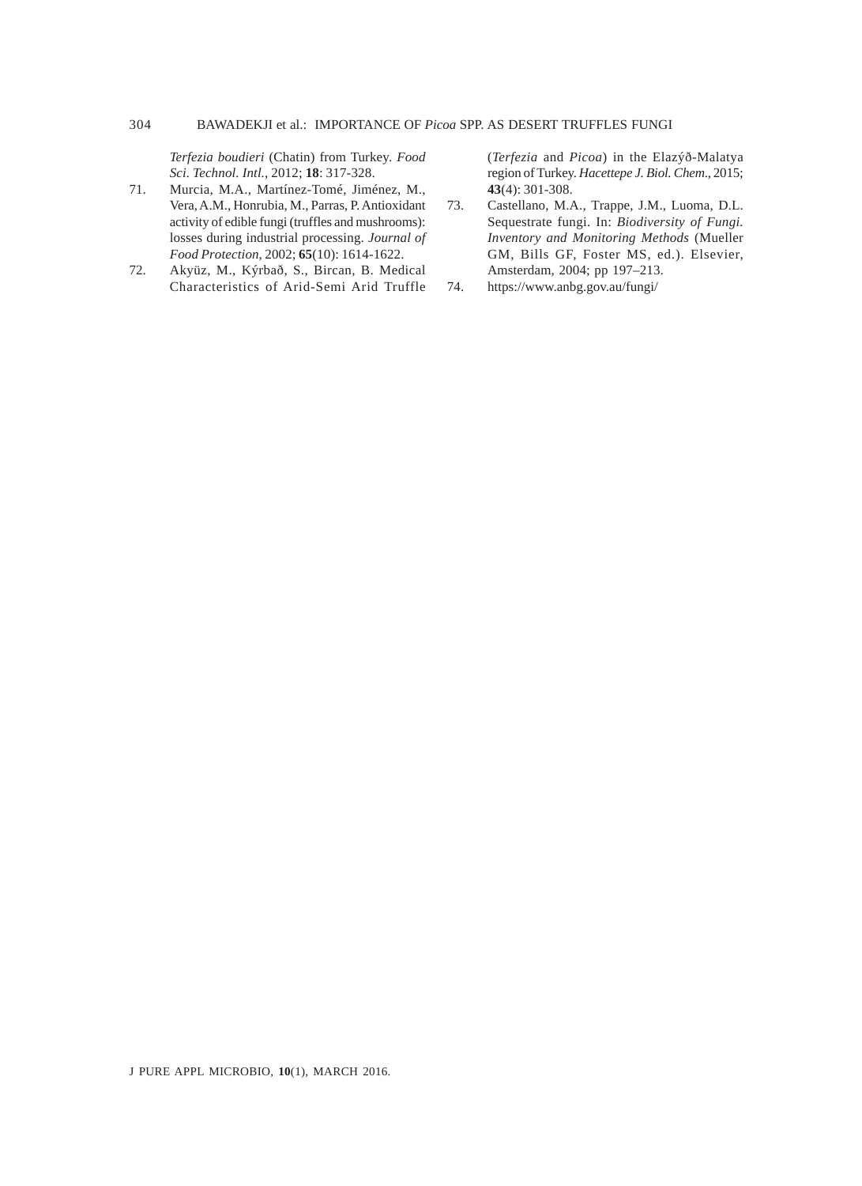*Terfezia boudieri* (Chatin) from Turkey. *Food Sci. Technol. Intl.*, 2012; **18**: 317-328.

71. Murcia, M.A., Martínez-Tomé, Jiménez, M., Vera, A.M., Honrubia, M., Parras, P. Antioxidant activity of edible fungi (truffles and mushrooms): losses during industrial processing. *Journal of Food Protection*, 2002; **65**(10): 1614-1622.
72. Akyüz, M., Kýrbað, S., Bircan, B. Medical Characteristics of Arid-Semi Arid Truffle (*Terfezia* and *Picoa*) in the Elazýð-Malatya region of Turkey. *Hacettepe J. Biol. Chem.*, 2015; **43**(4): 301-308.
73. Castellano, M.A., Trappe, J.M., Luoma, D.L. Sequestrate fungi. In: *Biodiversity of Fungi. Inventory and Monitoring Methods* (Mueller GM, Bills GF, Foster MS, ed.). Elsevier, Amsterdam, 2004; pp 197–213.
74. https://www.anbg.gov.au/fungi/